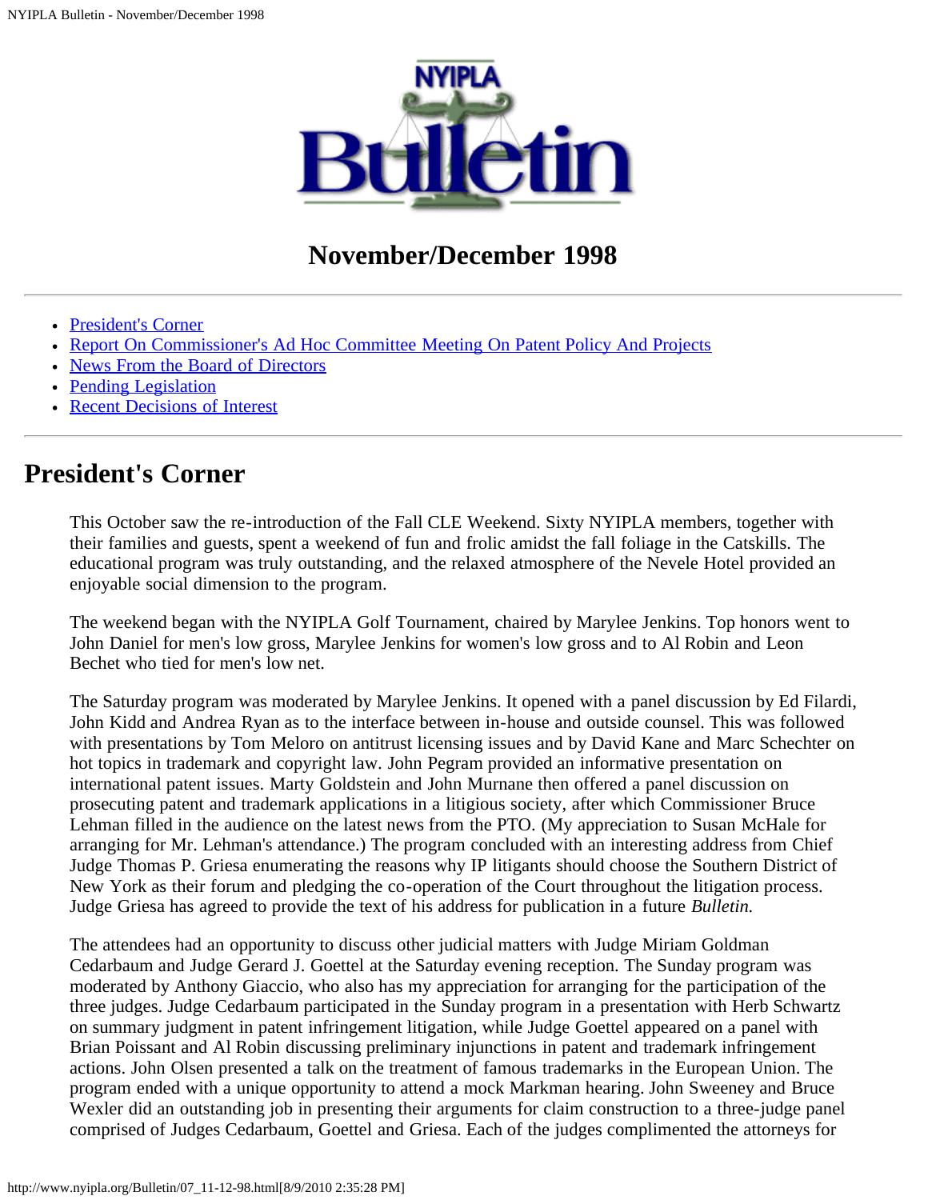# NYIPLA Bulletin

## November/December 1998

---

- President's Corner
- Report On Commissioner's Ad Hoc Committee Meeting On Patent Policy And Projects
- News From the Board of Directors
- Pending Legislation
- Recent Decisions of Interest

---

## President's Corner

This October saw the re-introduction of the Fall CLE Weekend. Sixty NYIPLA members, together with their families and guests, spent a weekend of fun and frolic amidst the fall foliage in the Catskills. The educational program was truly outstanding, and the relaxed atmosphere of the Nevele Hotel provided an enjoyable social dimension to the program.

The weekend began with the NYIPLA Golf Tournament, chaired by Marylee Jenkins. Top honors went to John Daniel for men's low gross, Marylee Jenkins for women's low gross and to Al Robin and Leon Bechet who tied for men's low net.

The Saturday program was moderated by Marylee Jenkins. It opened with a panel discussion by Ed Filardi, John Kidd and Andrea Ryan as to the interface between in-house and outside counsel. This was followed with presentations by Tom Meloro on antitrust licensing issues and by David Kane and Marc Schechter on hot topics in trademark and copyright law. John Pegram provided an informative presentation on international patent issues. Marty Goldstein and John Murnane then offered a panel discussion on prosecuting patent and trademark applications in a litigious society, after which Commissioner Bruce Lehman filled in the audience on the latest news from the PTO. (My appreciation to Susan McHale for arranging for Mr. Lehman's attendance.) The program concluded with an interesting address from Chief Judge Thomas P. Griesa enumerating the reasons why IP litigants should choose the Southern District of New York as their forum and pledging the co-operation of the Court throughout the litigation process. Judge Griesa has agreed to provide the text of his address for publication in a future *Bulletin.*

The attendees had an opportunity to discuss other judicial matters with Judge Miriam Goldman Cedarbaum and Judge Gerard J. Goettel at the Saturday evening reception. The Sunday program was moderated by Anthony Giaccio, who also has my appreciation for arranging for the participation of the three judges. Judge Cedarbaum participated in the Sunday program in a presentation with Herb Schwartz on summary judgment in patent infringement litigation, while Judge Goettel appeared on a panel with Brian Poissant and Al Robin discussing preliminary injunctions in patent and trademark infringement actions. John Olsen presented a talk on the treatment of famous trademarks in the European Union. The program ended with a unique opportunity to attend a mock Markman hearing. John Sweeney and Bruce Wexler did an outstanding job in presenting their arguments for claim construction to a three-judge panel comprised of Judges Cedarbaum, Goettel and Griesa. Each of the judges complimented the attorneys for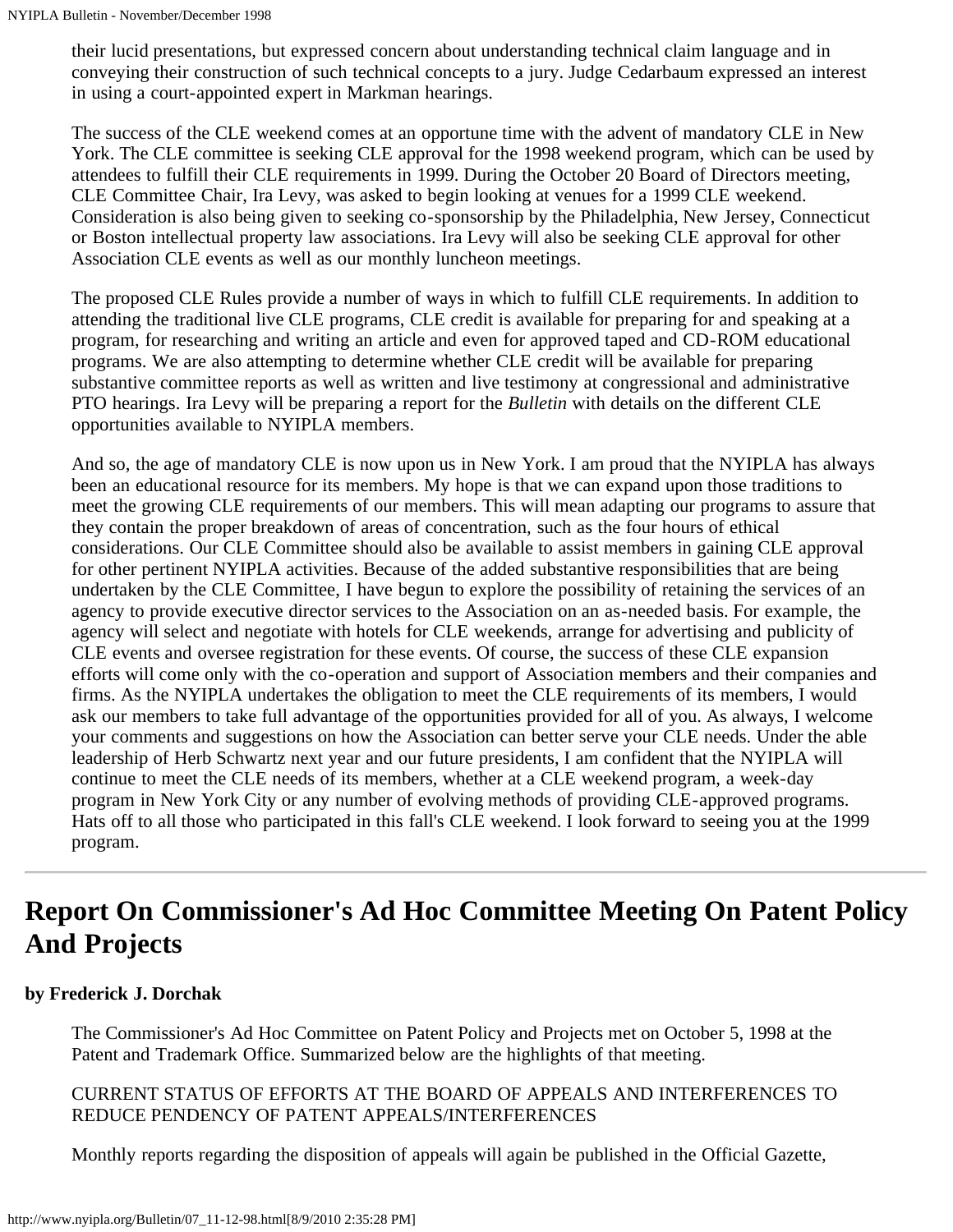their lucid presentations, but expressed concern about understanding technical claim language and in conveying their construction of such technical concepts to a jury. Judge Cedarbaum expressed an interest in using a court-appointed expert in Markman hearings.

The success of the CLE weekend comes at an opportune time with the advent of mandatory CLE in New York. The CLE committee is seeking CLE approval for the 1998 weekend program, which can be used by attendees to fulfill their CLE requirements in 1999. During the October 20 Board of Directors meeting, CLE Committee Chair, Ira Levy, was asked to begin looking at venues for a 1999 CLE weekend. Consideration is also being given to seeking co-sponsorship by the Philadelphia, New Jersey, Connecticut or Boston intellectual property law associations. Ira Levy will also be seeking CLE approval for other Association CLE events as well as our monthly luncheon meetings.

The proposed CLE Rules provide a number of ways in which to fulfill CLE requirements. In addition to attending the traditional live CLE programs, CLE credit is available for preparing for and speaking at a program, for researching and writing an article and even for approved taped and CD-ROM educational programs. We are also attempting to determine whether CLE credit will be available for preparing substantive committee reports as well as written and live testimony at congressional and administrative PTO hearings. Ira Levy will be preparing a report for the *Bulletin* with details on the different CLE opportunities available to NYIPLA members.

And so, the age of mandatory CLE is now upon us in New York. I am proud that the NYIPLA has always been an educational resource for its members. My hope is that we can expand upon those traditions to meet the growing CLE requirements of our members. This will mean adapting our programs to assure that they contain the proper breakdown of areas of concentration, such as the four hours of ethical considerations. Our CLE Committee should also be available to assist members in gaining CLE approval for other pertinent NYIPLA activities. Because of the added substantive responsibilities that are being undertaken by the CLE Committee, I have begun to explore the possibility of retaining the services of an agency to provide executive director services to the Association on an as-needed basis. For example, the agency will select and negotiate with hotels for CLE weekends, arrange for advertising and publicity of CLE events and oversee registration for these events. Of course, the success of these CLE expansion efforts will come only with the co-operation and support of Association members and their companies and firms. As the NYIPLA undertakes the obligation to meet the CLE requirements of its members, I would ask our members to take full advantage of the opportunities provided for all of you. As always, I welcome your comments and suggestions on how the Association can better serve your CLE needs. Under the able leadership of Herb Schwartz next year and our future presidents, I am confident that the NYIPLA will continue to meet the CLE needs of its members, whether at a CLE weekend program, a week-day program in New York City or any number of evolving methods of providing CLE-approved programs. Hats off to all those who participated in this fall's CLE weekend. I look forward to seeing you at the 1999 program.

---

## Report On Commissioner's Ad Hoc Committee Meeting On Patent Policy And Projects

**by Frederick J. Dorchak**

The Commissioner's Ad Hoc Committee on Patent Policy and Projects met on October 5, 1998 at the Patent and Trademark Office. Summarized below are the highlights of that meeting.

CURRENT STATUS OF EFFORTS AT THE BOARD OF APPEALS AND INTERFERENCES TO REDUCE PENDENCY OF PATENT APPEALS/INTERFERENCES

Monthly reports regarding the disposition of appeals will again be published in the Official Gazette,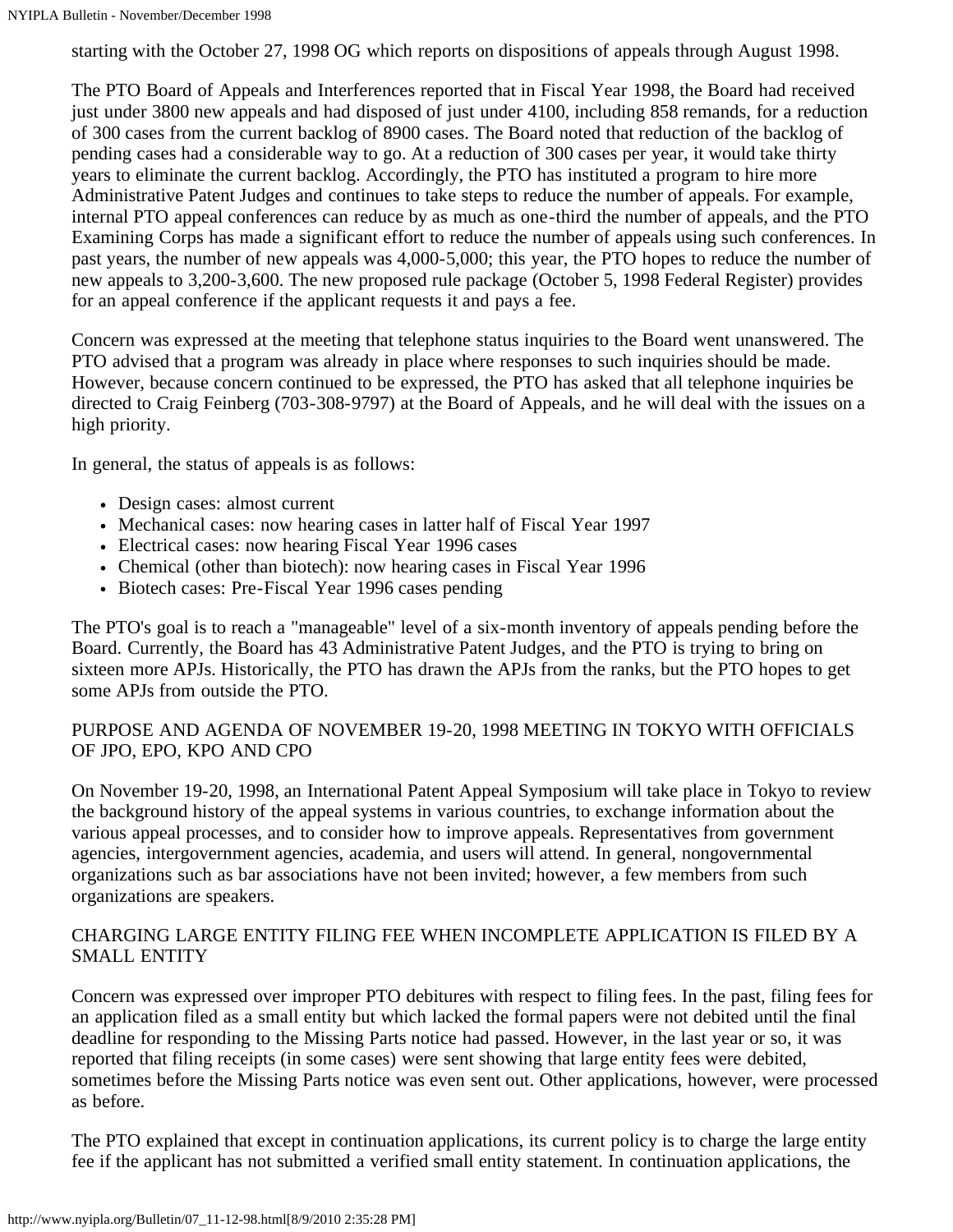starting with the October 27, 1998 OG which reports on dispositions of appeals through August 1998.

The PTO Board of Appeals and Interferences reported that in Fiscal Year 1998, the Board had received just under 3800 new appeals and had disposed of just under 4100, including 858 remands, for a reduction of 300 cases from the current backlog of 8900 cases. The Board noted that reduction of the backlog of pending cases had a considerable way to go. At a reduction of 300 cases per year, it would take thirty years to eliminate the current backlog. Accordingly, the PTO has instituted a program to hire more Administrative Patent Judges and continues to take steps to reduce the number of appeals. For example, internal PTO appeal conferences can reduce by as much as one-third the number of appeals, and the PTO Examining Corps has made a significant effort to reduce the number of appeals using such conferences. In past years, the number of new appeals was 4,000-5,000; this year, the PTO hopes to reduce the number of new appeals to 3,200-3,600. The new proposed rule package (October 5, 1998 Federal Register) provides for an appeal conference if the applicant requests it and pays a fee.

Concern was expressed at the meeting that telephone status inquiries to the Board went unanswered. The PTO advised that a program was already in place where responses to such inquiries should be made. However, because concern continued to be expressed, the PTO has asked that all telephone inquiries be directed to Craig Feinberg (703-308-9797) at the Board of Appeals, and he will deal with the issues on a high priority.

In general, the status of appeals is as follows:

- Design cases: almost current
- Mechanical cases: now hearing cases in latter half of Fiscal Year 1997
- Electrical cases: now hearing Fiscal Year 1996 cases
- Chemical (other than biotech): now hearing cases in Fiscal Year 1996
- Biotech cases: Pre-Fiscal Year 1996 cases pending

The PTO's goal is to reach a "manageable" level of a six-month inventory of appeals pending before the Board. Currently, the Board has 43 Administrative Patent Judges, and the PTO is trying to bring on sixteen more APJs. Historically, the PTO has drawn the APJs from the ranks, but the PTO hopes to get some APJs from outside the PTO.

PURPOSE AND AGENDA OF NOVEMBER 19-20, 1998 MEETING IN TOKYO WITH OFFICIALS OF JPO, EPO, KPO AND CPO

On November 19-20, 1998, an International Patent Appeal Symposium will take place in Tokyo to review the background history of the appeal systems in various countries, to exchange information about the various appeal processes, and to consider how to improve appeals. Representatives from government agencies, intergovernment agencies, academia, and users will attend. In general, nongovernmental organizations such as bar associations have not been invited; however, a few members from such organizations are speakers.

CHARGING LARGE ENTITY FILING FEE WHEN INCOMPLETE APPLICATION IS FILED BY A SMALL ENTITY

Concern was expressed over improper PTO debitures with respect to filing fees. In the past, filing fees for an application filed as a small entity but which lacked the formal papers were not debited until the final deadline for responding to the Missing Parts notice had passed. However, in the last year or so, it was reported that filing receipts (in some cases) were sent showing that large entity fees were debited, sometimes before the Missing Parts notice was even sent out. Other applications, however, were processed as before.

The PTO explained that except in continuation applications, its current policy is to charge the large entity fee if the applicant has not submitted a verified small entity statement. In continuation applications, the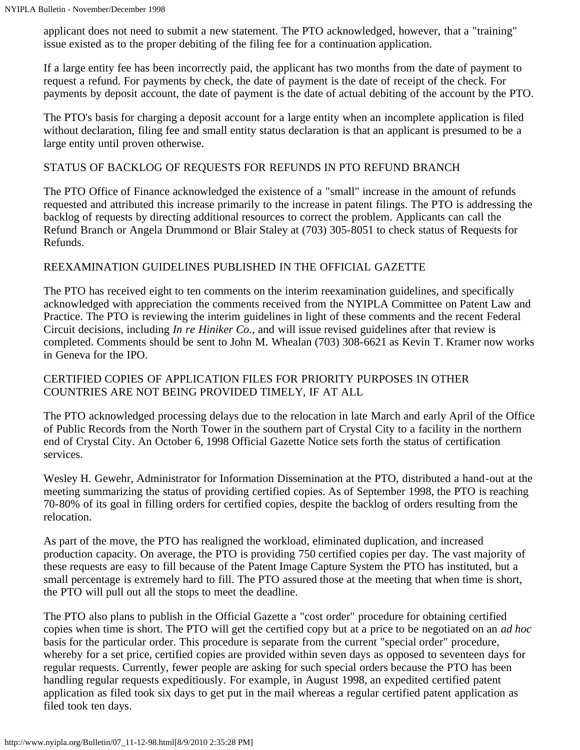applicant does not need to submit a new statement. The PTO acknowledged, however, that a "training" issue existed as to the proper debiting of the filing fee for a continuation application.

If a large entity fee has been incorrectly paid, the applicant has two months from the date of payment to request a refund. For payments by check, the date of payment is the date of receipt of the check. For payments by deposit account, the date of payment is the date of actual debiting of the account by the PTO.

The PTO's basis for charging a deposit account for a large entity when an incomplete application is filed without declaration, filing fee and small entity status declaration is that an applicant is presumed to be a large entity until proven otherwise.

STATUS OF BACKLOG OF REQUESTS FOR REFUNDS IN PTO REFUND BRANCH

The PTO Office of Finance acknowledged the existence of a "small" increase in the amount of refunds requested and attributed this increase primarily to the increase in patent filings. The PTO is addressing the backlog of requests by directing additional resources to correct the problem. Applicants can call the Refund Branch or Angela Drummond or Blair Staley at (703) 305-8051 to check status of Requests for Refunds.

REEXAMINATION GUIDELINES PUBLISHED IN THE OFFICIAL GAZETTE

The PTO has received eight to ten comments on the interim reexamination guidelines, and specifically acknowledged with appreciation the comments received from the NYIPLA Committee on Patent Law and Practice. The PTO is reviewing the interim guidelines in light of these comments and the recent Federal Circuit decisions, including *In re Hiniker Co.,* and will issue revised guidelines after that review is completed. Comments should be sent to John M. Whealan (703) 308-6621 as Kevin T. Kramer now works in Geneva for the IPO.

CERTIFIED COPIES OF APPLICATION FILES FOR PRIORITY PURPOSES IN OTHER COUNTRIES ARE NOT BEING PROVIDED TIMELY, IF AT ALL

The PTO acknowledged processing delays due to the relocation in late March and early April of the Office of Public Records from the North Tower in the southern part of Crystal City to a facility in the northern end of Crystal City. An October 6, 1998 Official Gazette Notice sets forth the status of certification services.

Wesley H. Gewehr, Administrator for Information Dissemination at the PTO, distributed a hand-out at the meeting summarizing the status of providing certified copies. As of September 1998, the PTO is reaching 70-80% of its goal in filling orders for certified copies, despite the backlog of orders resulting from the relocation.

As part of the move, the PTO has realigned the workload, eliminated duplication, and increased production capacity. On average, the PTO is providing 750 certified copies per day. The vast majority of these requests are easy to fill because of the Patent Image Capture System the PTO has instituted, but a small percentage is extremely hard to fill. The PTO assured those at the meeting that when time is short, the PTO will pull out all the stops to meet the deadline.

The PTO also plans to publish in the Official Gazette a "cost order" procedure for obtaining certified copies when time is short. The PTO will get the certified copy but at a price to be negotiated on an *ad hoc* basis for the particular order. This procedure is separate from the current "special order" procedure, whereby for a set price, certified copies are provided within seven days as opposed to seventeen days for regular requests. Currently, fewer people are asking for such special orders because the PTO has been handling regular requests expeditiously. For example, in August 1998, an expedited certified patent application as filed took six days to get put in the mail whereas a regular certified patent application as filed took ten days.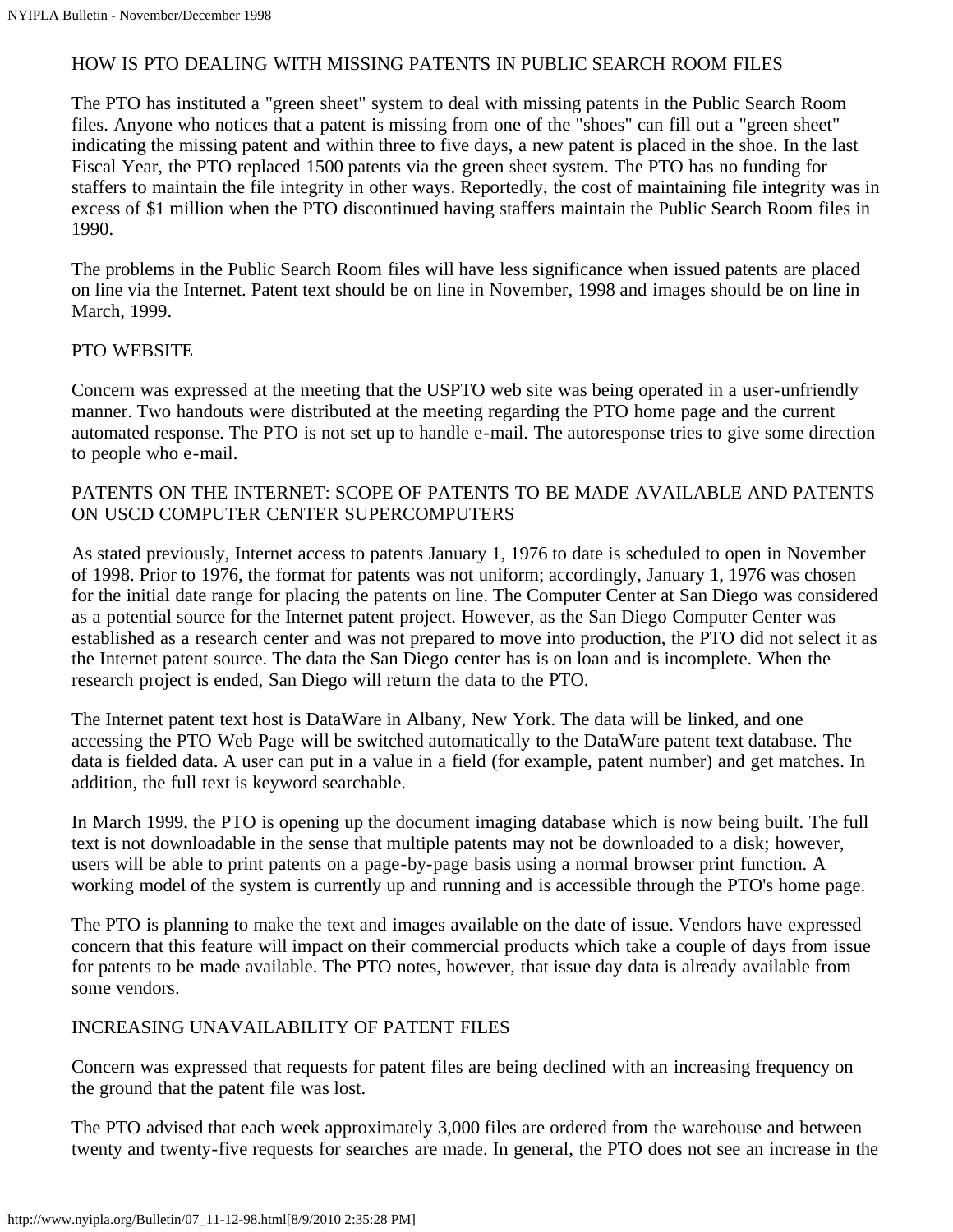## HOW IS PTO DEALING WITH MISSING PATENTS IN PUBLIC SEARCH ROOM FILES

The PTO has instituted a "green sheet" system to deal with missing patents in the Public Search Room files. Anyone who notices that a patent is missing from one of the "shoes" can fill out a "green sheet" indicating the missing patent and within three to five days, a new patent is placed in the shoe. In the last Fiscal Year, the PTO replaced 1500 patents via the green sheet system. The PTO has no funding for staffers to maintain the file integrity in other ways. Reportedly, the cost of maintaining file integrity was in excess of $1 million when the PTO discontinued having staffers maintain the Public Search Room files in 1990.

The problems in the Public Search Room files will have less significance when issued patents are placed on line via the Internet. Patent text should be on line in November, 1998 and images should be on line in March, 1999.

## PTO WEBSITE

Concern was expressed at the meeting that the USPTO web site was being operated in a user-unfriendly manner. Two handouts were distributed at the meeting regarding the PTO home page and the current automated response. The PTO is not set up to handle e-mail. The autoresponse tries to give some direction to people who e-mail.

## PATENTS ON THE INTERNET: SCOPE OF PATENTS TO BE MADE AVAILABLE AND PATENTS ON USCD COMPUTER CENTER SUPERCOMPUTERS

As stated previously, Internet access to patents January 1, 1976 to date is scheduled to open in November of 1998. Prior to 1976, the format for patents was not uniform; accordingly, January 1, 1976 was chosen for the initial date range for placing the patents on line. The Computer Center at San Diego was considered as a potential source for the Internet patent project. However, as the San Diego Computer Center was established as a research center and was not prepared to move into production, the PTO did not select it as the Internet patent source. The data the San Diego center has is on loan and is incomplete. When the research project is ended, San Diego will return the data to the PTO.

The Internet patent text host is DataWare in Albany, New York. The data will be linked, and one accessing the PTO Web Page will be switched automatically to the DataWare patent text database. The data is fielded data. A user can put in a value in a field (for example, patent number) and get matches. In addition, the full text is keyword searchable.

In March 1999, the PTO is opening up the document imaging database which is now being built. The full text is not downloadable in the sense that multiple patents may not be downloaded to a disk; however, users will be able to print patents on a page-by-page basis using a normal browser print function. A working model of the system is currently up and running and is accessible through the PTO's home page.

The PTO is planning to make the text and images available on the date of issue. Vendors have expressed concern that this feature will impact on their commercial products which take a couple of days from issue for patents to be made available. The PTO notes, however, that issue day data is already available from some vendors.

## INCREASING UNAVAILABILITY OF PATENT FILES

Concern was expressed that requests for patent files are being declined with an increasing frequency on the ground that the patent file was lost.

The PTO advised that each week approximately 3,000 files are ordered from the warehouse and between twenty and twenty-five requests for searches are made. In general, the PTO does not see an increase in the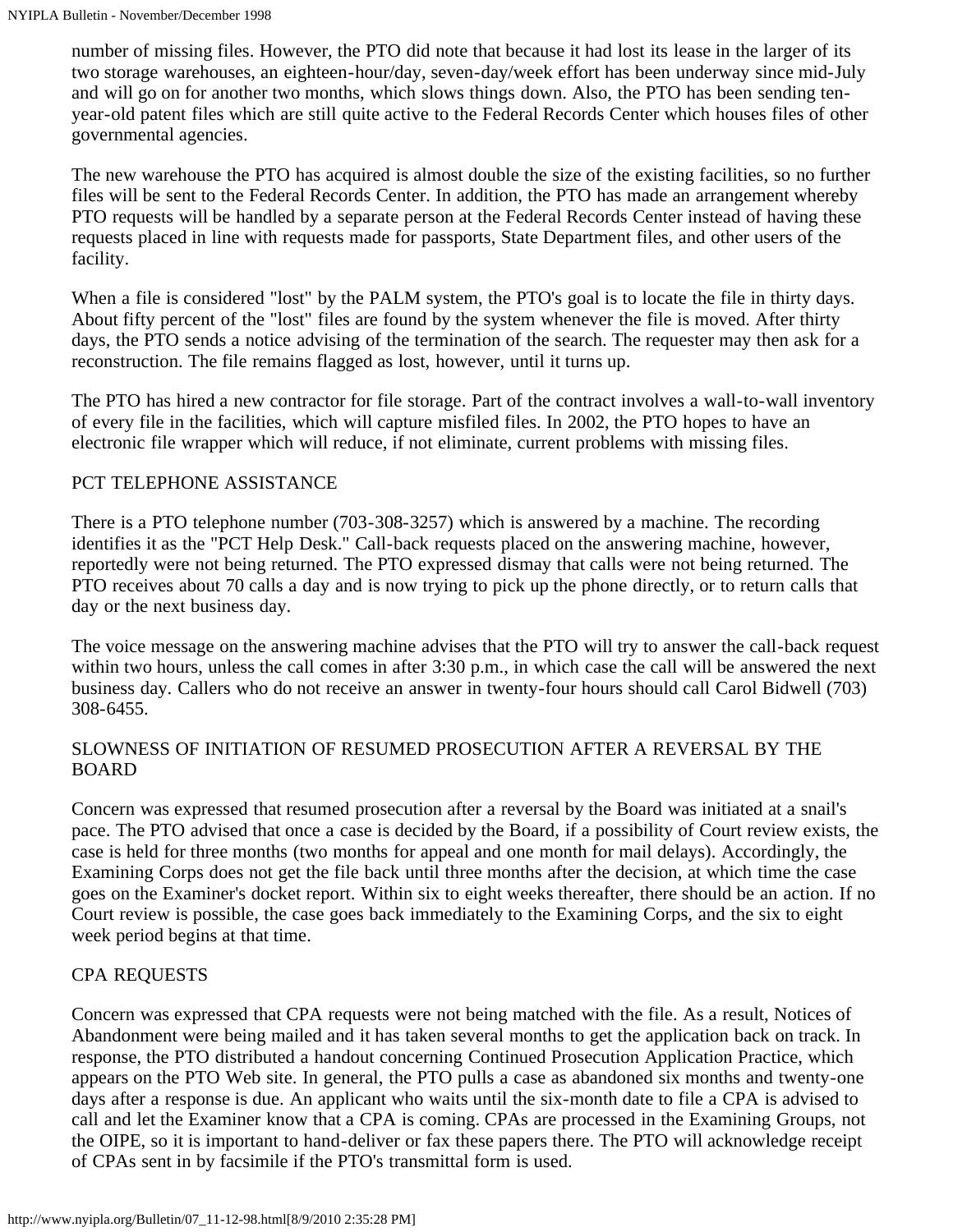number of missing files. However, the PTO did note that because it had lost its lease in the larger of its two storage warehouses, an eighteen-hour/day, seven-day/week effort has been underway since mid-July and will go on for another two months, which slows things down. Also, the PTO has been sending ten-year-old patent files which are still quite active to the Federal Records Center which houses files of other governmental agencies.

The new warehouse the PTO has acquired is almost double the size of the existing facilities, so no further files will be sent to the Federal Records Center. In addition, the PTO has made an arrangement whereby PTO requests will be handled by a separate person at the Federal Records Center instead of having these requests placed in line with requests made for passports, State Department files, and other users of the facility.

When a file is considered "lost" by the PALM system, the PTO's goal is to locate the file in thirty days. About fifty percent of the "lost" files are found by the system whenever the file is moved. After thirty days, the PTO sends a notice advising of the termination of the search. The requester may then ask for a reconstruction. The file remains flagged as lost, however, until it turns up.

The PTO has hired a new contractor for file storage. Part of the contract involves a wall-to-wall inventory of every file in the facilities, which will capture misfiled files. In 2002, the PTO hopes to have an electronic file wrapper which will reduce, if not eliminate, current problems with missing files.

## PCT TELEPHONE ASSISTANCE

There is a PTO telephone number (703-308-3257) which is answered by a machine. The recording identifies it as the "PCT Help Desk." Call-back requests placed on the answering machine, however, reportedly were not being returned. The PTO expressed dismay that calls were not being returned. The PTO receives about 70 calls a day and is now trying to pick up the phone directly, or to return calls that day or the next business day.

The voice message on the answering machine advises that the PTO will try to answer the call-back request within two hours, unless the call comes in after 3:30 p.m., in which case the call will be answered the next business day. Callers who do not receive an answer in twenty-four hours should call Carol Bidwell (703) 308-6455.

## SLOWNESS OF INITIATION OF RESUMED PROSECUTION AFTER A REVERSAL BY THE BOARD

Concern was expressed that resumed prosecution after a reversal by the Board was initiated at a snail's pace. The PTO advised that once a case is decided by the Board, if a possibility of Court review exists, the case is held for three months (two months for appeal and one month for mail delays). Accordingly, the Examining Corps does not get the file back until three months after the decision, at which time the case goes on the Examiner's docket report. Within six to eight weeks thereafter, there should be an action. If no Court review is possible, the case goes back immediately to the Examining Corps, and the six to eight week period begins at that time.

## CPA REQUESTS

Concern was expressed that CPA requests were not being matched with the file. As a result, Notices of Abandonment were being mailed and it has taken several months to get the application back on track. In response, the PTO distributed a handout concerning Continued Prosecution Application Practice, which appears on the PTO Web site. In general, the PTO pulls a case as abandoned six months and twenty-one days after a response is due. An applicant who waits until the six-month date to file a CPA is advised to call and let the Examiner know that a CPA is coming. CPAs are processed in the Examining Groups, not the OIPE, so it is important to hand-deliver or fax these papers there. The PTO will acknowledge receipt of CPAs sent in by facsimile if the PTO's transmittal form is used.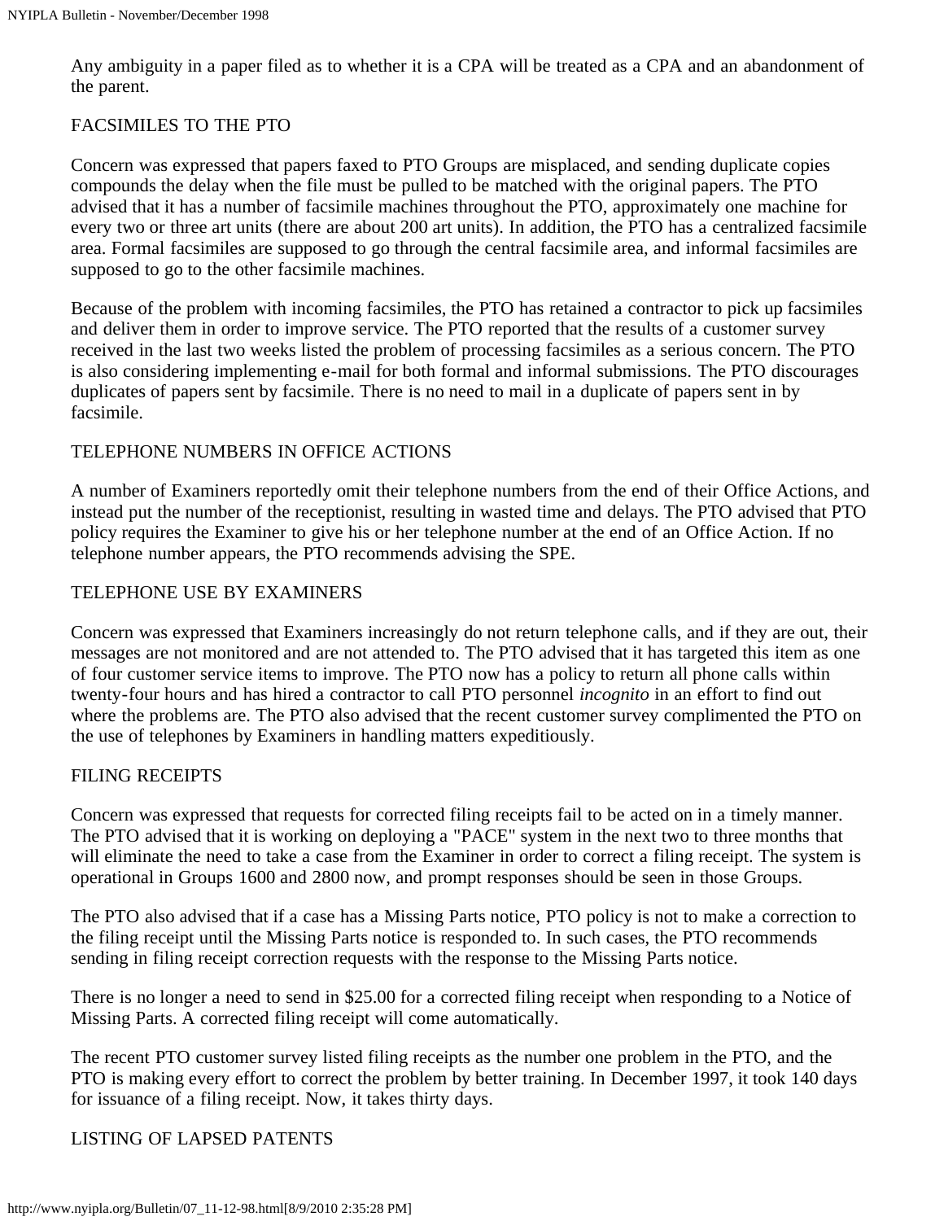Any ambiguity in a paper filed as to whether it is a CPA will be treated as a CPA and an abandonment of the parent.

## FACSIMILES TO THE PTO

Concern was expressed that papers faxed to PTO Groups are misplaced, and sending duplicate copies compounds the delay when the file must be pulled to be matched with the original papers. The PTO advised that it has a number of facsimile machines throughout the PTO, approximately one machine for every two or three art units (there are about 200 art units). In addition, the PTO has a centralized facsimile area. Formal facsimiles are supposed to go through the central facsimile area, and informal facsimiles are supposed to go to the other facsimile machines.

Because of the problem with incoming facsimiles, the PTO has retained a contractor to pick up facsimiles and deliver them in order to improve service. The PTO reported that the results of a customer survey received in the last two weeks listed the problem of processing facsimiles as a serious concern. The PTO is also considering implementing e-mail for both formal and informal submissions. The PTO discourages duplicates of papers sent by facsimile. There is no need to mail in a duplicate of papers sent in by facsimile.

## TELEPHONE NUMBERS IN OFFICE ACTIONS

A number of Examiners reportedly omit their telephone numbers from the end of their Office Actions, and instead put the number of the receptionist, resulting in wasted time and delays. The PTO advised that PTO policy requires the Examiner to give his or her telephone number at the end of an Office Action. If no telephone number appears, the PTO recommends advising the SPE.

## TELEPHONE USE BY EXAMINERS

Concern was expressed that Examiners increasingly do not return telephone calls, and if they are out, their messages are not monitored and are not attended to. The PTO advised that it has targeted this item as one of four customer service items to improve. The PTO now has a policy to return all phone calls within twenty-four hours and has hired a contractor to call PTO personnel *incognito* in an effort to find out where the problems are. The PTO also advised that the recent customer survey complimented the PTO on the use of telephones by Examiners in handling matters expeditiously.

## FILING RECEIPTS

Concern was expressed that requests for corrected filing receipts fail to be acted on in a timely manner. The PTO advised that it is working on deploying a "PACE" system in the next two to three months that will eliminate the need to take a case from the Examiner in order to correct a filing receipt. The system is operational in Groups 1600 and 2800 now, and prompt responses should be seen in those Groups.

The PTO also advised that if a case has a Missing Parts notice, PTO policy is not to make a correction to the filing receipt until the Missing Parts notice is responded to. In such cases, the PTO recommends sending in filing receipt correction requests with the response to the Missing Parts notice.

There is no longer a need to send in $25.00 for a corrected filing receipt when responding to a Notice of Missing Parts. A corrected filing receipt will come automatically.

The recent PTO customer survey listed filing receipts as the number one problem in the PTO, and the PTO is making every effort to correct the problem by better training. In December 1997, it took 140 days for issuance of a filing receipt. Now, it takes thirty days.

## LISTING OF LAPSED PATENTS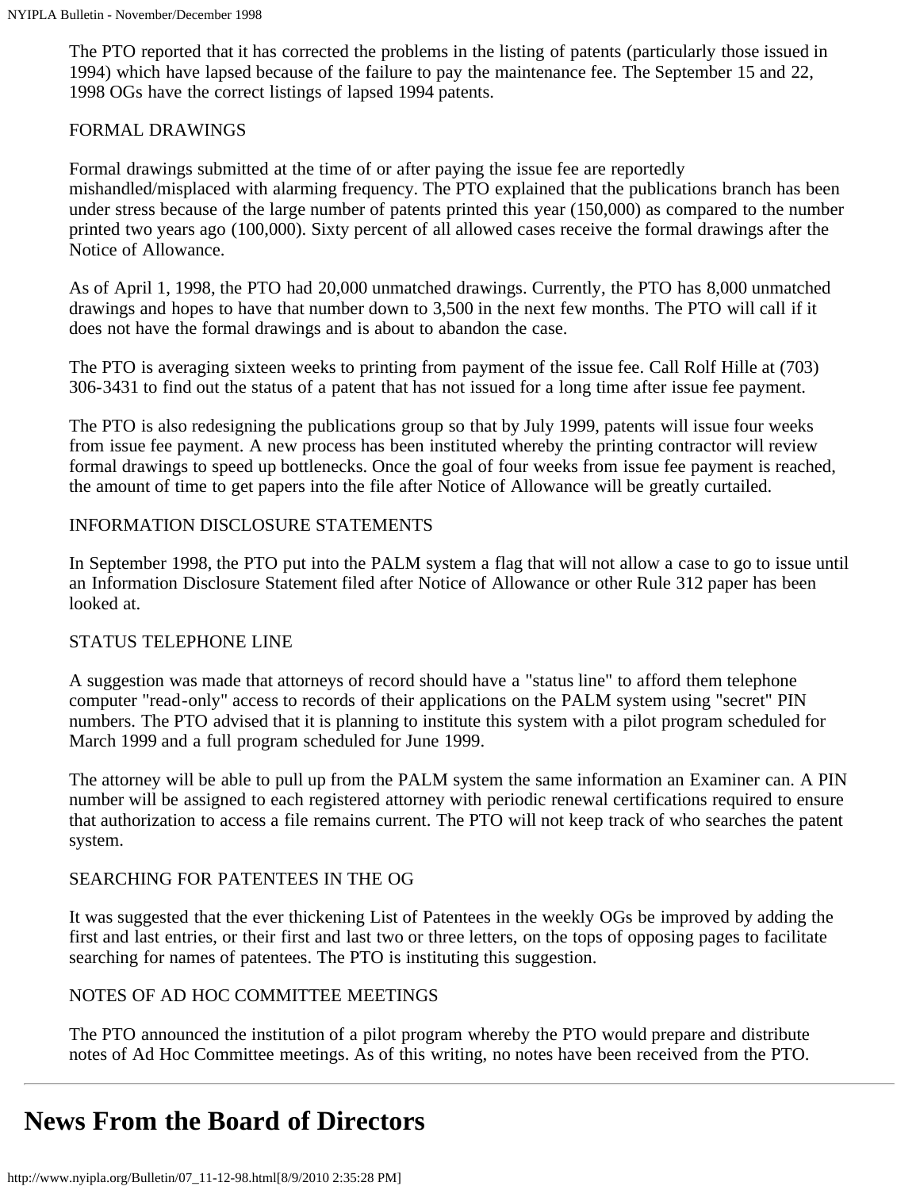The PTO reported that it has corrected the problems in the listing of patents (particularly those issued in 1994) which have lapsed because of the failure to pay the maintenance fee. The September 15 and 22, 1998 OGs have the correct listings of lapsed 1994 patents.

FORMAL DRAWINGS

Formal drawings submitted at the time of or after paying the issue fee are reportedly mishandled/misplaced with alarming frequency. The PTO explained that the publications branch has been under stress because of the large number of patents printed this year (150,000) as compared to the number printed two years ago (100,000). Sixty percent of all allowed cases receive the formal drawings after the Notice of Allowance.

As of April 1, 1998, the PTO had 20,000 unmatched drawings. Currently, the PTO has 8,000 unmatched drawings and hopes to have that number down to 3,500 in the next few months. The PTO will call if it does not have the formal drawings and is about to abandon the case.

The PTO is averaging sixteen weeks to printing from payment of the issue fee. Call Rolf Hille at (703) 306-3431 to find out the status of a patent that has not issued for a long time after issue fee payment.

The PTO is also redesigning the publications group so that by July 1999, patents will issue four weeks from issue fee payment. A new process has been instituted whereby the printing contractor will review formal drawings to speed up bottlenecks. Once the goal of four weeks from issue fee payment is reached, the amount of time to get papers into the file after Notice of Allowance will be greatly curtailed.

INFORMATION DISCLOSURE STATEMENTS

In September 1998, the PTO put into the PALM system a flag that will not allow a case to go to issue until an Information Disclosure Statement filed after Notice of Allowance or other Rule 312 paper has been looked at.

STATUS TELEPHONE LINE

A suggestion was made that attorneys of record should have a "status line" to afford them telephone computer "read-only" access to records of their applications on the PALM system using "secret" PIN numbers. The PTO advised that it is planning to institute this system with a pilot program scheduled for March 1999 and a full program scheduled for June 1999.

The attorney will be able to pull up from the PALM system the same information an Examiner can. A PIN number will be assigned to each registered attorney with periodic renewal certifications required to ensure that authorization to access a file remains current. The PTO will not keep track of who searches the patent system.

SEARCHING FOR PATENTEES IN THE OG

It was suggested that the ever thickening List of Patentees in the weekly OGs be improved by adding the first and last entries, or their first and last two or three letters, on the tops of opposing pages to facilitate searching for names of patentees. The PTO is instituting this suggestion.

NOTES OF AD HOC COMMITTEE MEETINGS

The PTO announced the institution of a pilot program whereby the PTO would prepare and distribute notes of Ad Hoc Committee meetings. As of this writing, no notes have been received from the PTO.

---

# News From the Board of Directors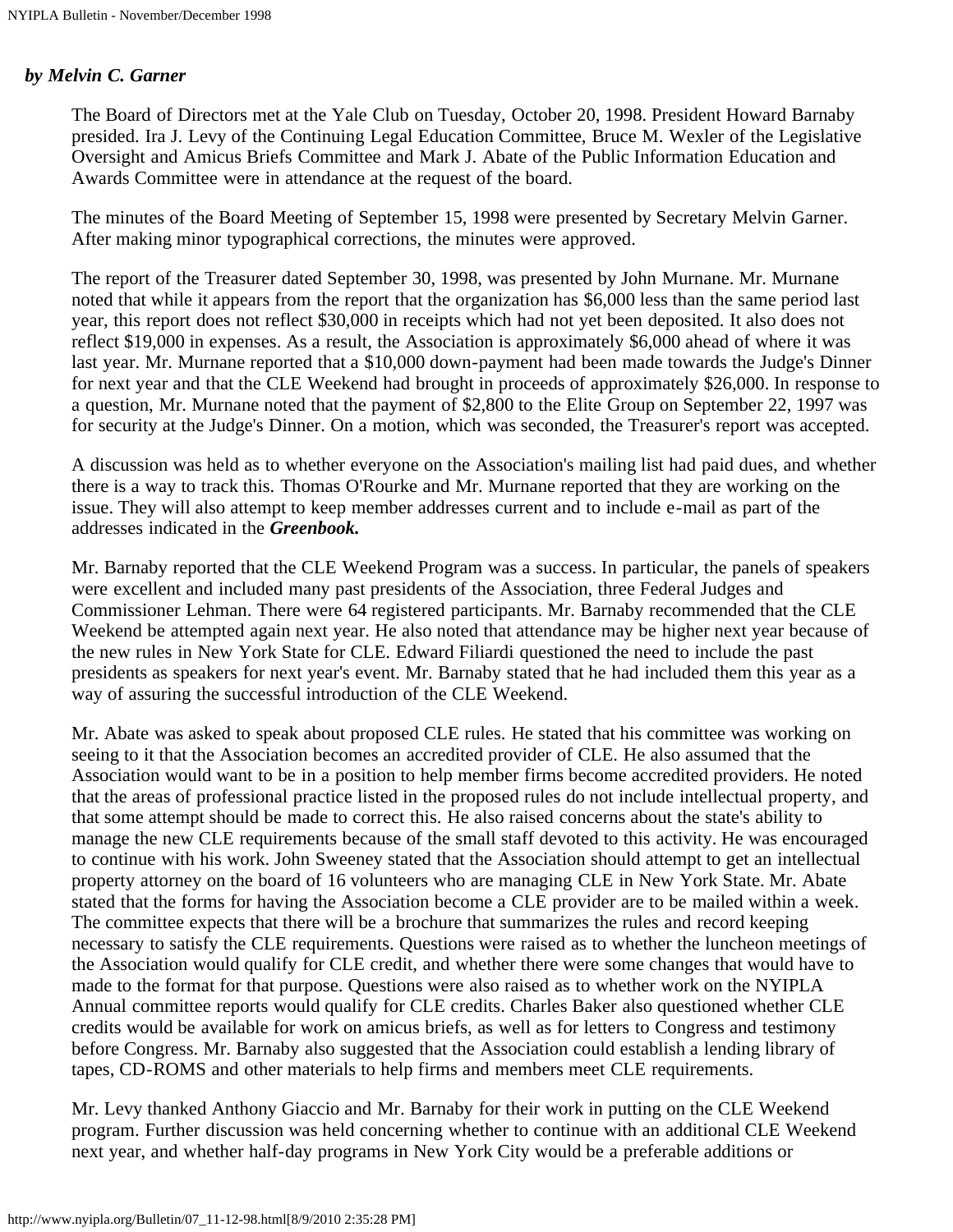***by Melvin C. Garner***

The Board of Directors met at the Yale Club on Tuesday, October 20, 1998. President Howard Barnaby presided. Ira J. Levy of the Continuing Legal Education Committee, Bruce M. Wexler of the Legislative Oversight and Amicus Briefs Committee and Mark J. Abate of the Public Information Education and Awards Committee were in attendance at the request of the board.

The minutes of the Board Meeting of September 15, 1998 were presented by Secretary Melvin Garner. After making minor typographical corrections, the minutes were approved.

The report of the Treasurer dated September 30, 1998, was presented by John Murnane. Mr. Murnane noted that while it appears from the report that the organization has $6,000 less than the same period last year, this report does not reflect $30,000 in receipts which had not yet been deposited. It also does not reflect $19,000 in expenses. As a result, the Association is approximately $6,000 ahead of where it was last year. Mr. Murnane reported that a $10,000 down-payment had been made towards the Judge's Dinner for next year and that the CLE Weekend had brought in proceeds of approximately $26,000. In response to a question, Mr. Murnane noted that the payment of $2,800 to the Elite Group on September 22, 1997 was for security at the Judge's Dinner. On a motion, which was seconded, the Treasurer's report was accepted.

A discussion was held as to whether everyone on the Association's mailing list had paid dues, and whether there is a way to track this. Thomas O'Rourke and Mr. Murnane reported that they are working on the issue. They will also attempt to keep member addresses current and to include e-mail as part of the addresses indicated in the ***Greenbook.***

Mr. Barnaby reported that the CLE Weekend Program was a success. In particular, the panels of speakers were excellent and included many past presidents of the Association, three Federal Judges and Commissioner Lehman. There were 64 registered participants. Mr. Barnaby recommended that the CLE Weekend be attempted again next year. He also noted that attendance may be higher next year because of the new rules in New York State for CLE. Edward Filiardi questioned the need to include the past presidents as speakers for next year's event. Mr. Barnaby stated that he had included them this year as a way of assuring the successful introduction of the CLE Weekend.

Mr. Abate was asked to speak about proposed CLE rules. He stated that his committee was working on seeing to it that the Association becomes an accredited provider of CLE. He also assumed that the Association would want to be in a position to help member firms become accredited providers. He noted that the areas of professional practice listed in the proposed rules do not include intellectual property, and that some attempt should be made to correct this. He also raised concerns about the state's ability to manage the new CLE requirements because of the small staff devoted to this activity. He was encouraged to continue with his work. John Sweeney stated that the Association should attempt to get an intellectual property attorney on the board of 16 volunteers who are managing CLE in New York State. Mr. Abate stated that the forms for having the Association become a CLE provider are to be mailed within a week. The committee expects that there will be a brochure that summarizes the rules and record keeping necessary to satisfy the CLE requirements. Questions were raised as to whether the luncheon meetings of the Association would qualify for CLE credit, and whether there were some changes that would have to made to the format for that purpose. Questions were also raised as to whether work on the NYIPLA Annual committee reports would qualify for CLE credits. Charles Baker also questioned whether CLE credits would be available for work on amicus briefs, as well as for letters to Congress and testimony before Congress. Mr. Barnaby also suggested that the Association could establish a lending library of tapes, CD-ROMS and other materials to help firms and members meet CLE requirements.

Mr. Levy thanked Anthony Giaccio and Mr. Barnaby for their work in putting on the CLE Weekend program. Further discussion was held concerning whether to continue with an additional CLE Weekend next year, and whether half-day programs in New York City would be a preferable additions or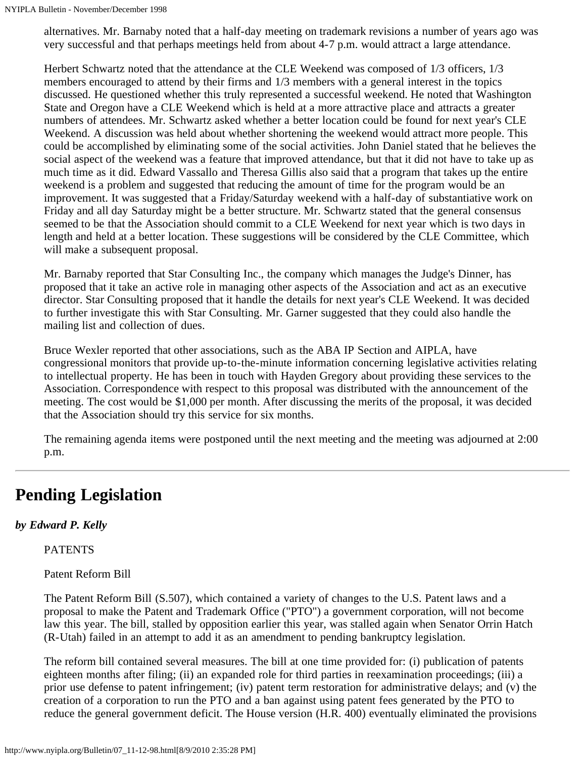alternatives. Mr. Barnaby noted that a half-day meeting on trademark revisions a number of years ago was very successful and that perhaps meetings held from about 4-7 p.m. would attract a large attendance.

Herbert Schwartz noted that the attendance at the CLE Weekend was composed of 1/3 officers, 1/3 members encouraged to attend by their firms and 1/3 members with a general interest in the topics discussed. He questioned whether this truly represented a successful weekend. He noted that Washington State and Oregon have a CLE Weekend which is held at a more attractive place and attracts a greater numbers of attendees. Mr. Schwartz asked whether a better location could be found for next year's CLE Weekend. A discussion was held about whether shortening the weekend would attract more people. This could be accomplished by eliminating some of the social activities. John Daniel stated that he believes the social aspect of the weekend was a feature that improved attendance, but that it did not have to take up as much time as it did. Edward Vassallo and Theresa Gillis also said that a program that takes up the entire weekend is a problem and suggested that reducing the amount of time for the program would be an improvement. It was suggested that a Friday/Saturday weekend with a half-day of substantiative work on Friday and all day Saturday might be a better structure. Mr. Schwartz stated that the general consensus seemed to be that the Association should commit to a CLE Weekend for next year which is two days in length and held at a better location. These suggestions will be considered by the CLE Committee, which will make a subsequent proposal.

Mr. Barnaby reported that Star Consulting Inc., the company which manages the Judge's Dinner, has proposed that it take an active role in managing other aspects of the Association and act as an executive director. Star Consulting proposed that it handle the details for next year's CLE Weekend. It was decided to further investigate this with Star Consulting. Mr. Garner suggested that they could also handle the mailing list and collection of dues.

Bruce Wexler reported that other associations, such as the ABA IP Section and AIPLA, have congressional monitors that provide up-to-the-minute information concerning legislative activities relating to intellectual property. He has been in touch with Hayden Gregory about providing these services to the Association. Correspondence with respect to this proposal was distributed with the announcement of the meeting. The cost would be $1,000 per month. After discussing the merits of the proposal, it was decided that the Association should try this service for six months.

The remaining agenda items were postponed until the next meeting and the meeting was adjourned at 2:00 p.m.

---

# Pending Legislation

***by Edward P. Kelly***

PATENTS

Patent Reform Bill

The Patent Reform Bill (S.507), which contained a variety of changes to the U.S. Patent laws and a proposal to make the Patent and Trademark Office ("PTO") a government corporation, will not become law this year. The bill, stalled by opposition earlier this year, was stalled again when Senator Orrin Hatch (R-Utah) failed in an attempt to add it as an amendment to pending bankruptcy legislation.

The reform bill contained several measures. The bill at one time provided for: (i) publication of patents eighteen months after filing; (ii) an expanded role for third parties in reexamination proceedings; (iii) a prior use defense to patent infringement; (iv) patent term restoration for administrative delays; and (v) the creation of a corporation to run the PTO and a ban against using patent fees generated by the PTO to reduce the general government deficit. The House version (H.R. 400) eventually eliminated the provisions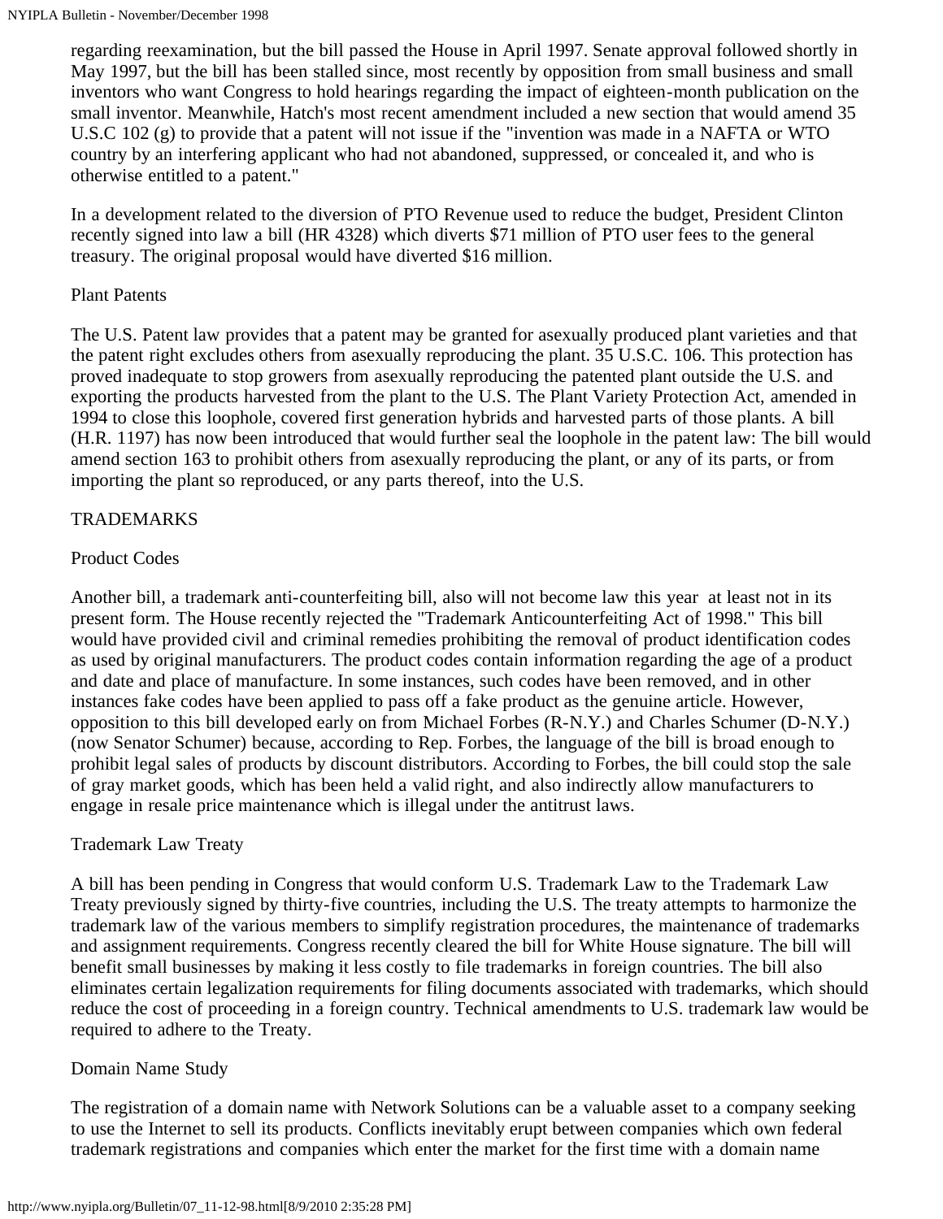regarding reexamination, but the bill passed the House in April 1997. Senate approval followed shortly in May 1997, but the bill has been stalled since, most recently by opposition from small business and small inventors who want Congress to hold hearings regarding the impact of eighteen-month publication on the small inventor. Meanwhile, Hatch's most recent amendment included a new section that would amend 35 U.S.C 102 (g) to provide that a patent will not issue if the "invention was made in a NAFTA or WTO country by an interfering applicant who had not abandoned, suppressed, or concealed it, and who is otherwise entitled to a patent."

In a development related to the diversion of PTO Revenue used to reduce the budget, President Clinton recently signed into law a bill (HR 4328) which diverts $71 million of PTO user fees to the general treasury. The original proposal would have diverted $16 million.

### Plant Patents

The U.S. Patent law provides that a patent may be granted for asexually produced plant varieties and that the patent right excludes others from asexually reproducing the plant. 35 U.S.C. 106. This protection has proved inadequate to stop growers from asexually reproducing the patented plant outside the U.S. and exporting the products harvested from the plant to the U.S. The Plant Variety Protection Act, amended in 1994 to close this loophole, covered first generation hybrids and harvested parts of those plants. A bill (H.R. 1197) has now been introduced that would further seal the loophole in the patent law: The bill would amend section 163 to prohibit others from asexually reproducing the plant, or any of its parts, or from importing the plant so reproduced, or any parts thereof, into the U.S.

## TRADEMARKS

### Product Codes

Another bill, a trademark anti-counterfeiting bill, also will not become law this year at least not in its present form. The House recently rejected the "Trademark Anticounterfeiting Act of 1998." This bill would have provided civil and criminal remedies prohibiting the removal of product identification codes as used by original manufacturers. The product codes contain information regarding the age of a product and date and place of manufacture. In some instances, such codes have been removed, and in other instances fake codes have been applied to pass off a fake product as the genuine article. However, opposition to this bill developed early on from Michael Forbes (R-N.Y.) and Charles Schumer (D-N.Y.) (now Senator Schumer) because, according to Rep. Forbes, the language of the bill is broad enough to prohibit legal sales of products by discount distributors. According to Forbes, the bill could stop the sale of gray market goods, which has been held a valid right, and also indirectly allow manufacturers to engage in resale price maintenance which is illegal under the antitrust laws.

### Trademark Law Treaty

A bill has been pending in Congress that would conform U.S. Trademark Law to the Trademark Law Treaty previously signed by thirty-five countries, including the U.S. The treaty attempts to harmonize the trademark law of the various members to simplify registration procedures, the maintenance of trademarks and assignment requirements. Congress recently cleared the bill for White House signature. The bill will benefit small businesses by making it less costly to file trademarks in foreign countries. The bill also eliminates certain legalization requirements for filing documents associated with trademarks, which should reduce the cost of proceeding in a foreign country. Technical amendments to U.S. trademark law would be required to adhere to the Treaty.

### Domain Name Study

The registration of a domain name with Network Solutions can be a valuable asset to a company seeking to use the Internet to sell its products. Conflicts inevitably erupt between companies which own federal trademark registrations and companies which enter the market for the first time with a domain name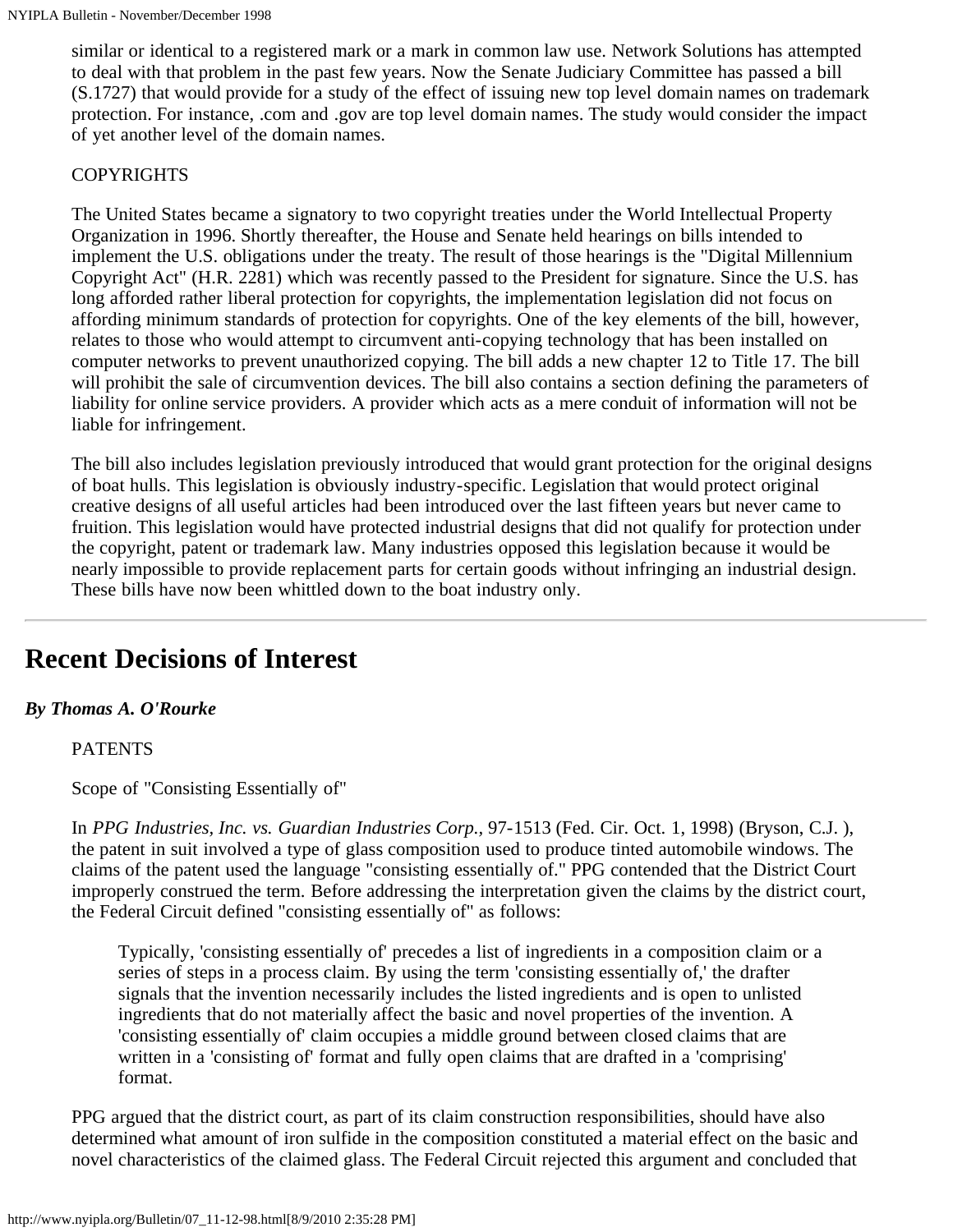similar or identical to a registered mark or a mark in common law use. Network Solutions has attempted to deal with that problem in the past few years. Now the Senate Judiciary Committee has passed a bill (S.1727) that would provide for a study of the effect of issuing new top level domain names on trademark protection. For instance, .com and .gov are top level domain names. The study would consider the impact of yet another level of the domain names.

COPYRIGHTS

The United States became a signatory to two copyright treaties under the World Intellectual Property Organization in 1996. Shortly thereafter, the House and Senate held hearings on bills intended to implement the U.S. obligations under the treaty. The result of those hearings is the "Digital Millennium Copyright Act" (H.R. 2281) which was recently passed to the President for signature. Since the U.S. has long afforded rather liberal protection for copyrights, the implementation legislation did not focus on affording minimum standards of protection for copyrights. One of the key elements of the bill, however, relates to those who would attempt to circumvent anti-copying technology that has been installed on computer networks to prevent unauthorized copying. The bill adds a new chapter 12 to Title 17. The bill will prohibit the sale of circumvention devices. The bill also contains a section defining the parameters of liability for online service providers. A provider which acts as a mere conduit of information will not be liable for infringement.

The bill also includes legislation previously introduced that would grant protection for the original designs of boat hulls. This legislation is obviously industry-specific. Legislation that would protect original creative designs of all useful articles had been introduced over the last fifteen years but never came to fruition. This legislation would have protected industrial designs that did not qualify for protection under the copyright, patent or trademark law. Many industries opposed this legislation because it would be nearly impossible to provide replacement parts for certain goods without infringing an industrial design. These bills have now been whittled down to the boat industry only.

---

# Recent Decisions of Interest

***By Thomas A. O'Rourke***

PATENTS

Scope of "Consisting Essentially of"

In *PPG Industries, Inc. vs. Guardian Industries Corp.,* 97-1513 (Fed. Cir. Oct. 1, 1998) (Bryson, C.J. ), the patent in suit involved a type of glass composition used to produce tinted automobile windows. The claims of the patent used the language "consisting essentially of." PPG contended that the District Court improperly construed the term. Before addressing the interpretation given the claims by the district court, the Federal Circuit defined "consisting essentially of" as follows:

> Typically, 'consisting essentially of' precedes a list of ingredients in a composition claim or a series of steps in a process claim. By using the term 'consisting essentially of,' the drafter signals that the invention necessarily includes the listed ingredients and is open to unlisted ingredients that do not materially affect the basic and novel properties of the invention. A 'consisting essentially of' claim occupies a middle ground between closed claims that are written in a 'consisting of' format and fully open claims that are drafted in a 'comprising' format.

PPG argued that the district court, as part of its claim construction responsibilities, should have also determined what amount of iron sulfide in the composition constituted a material effect on the basic and novel characteristics of the claimed glass. The Federal Circuit rejected this argument and concluded that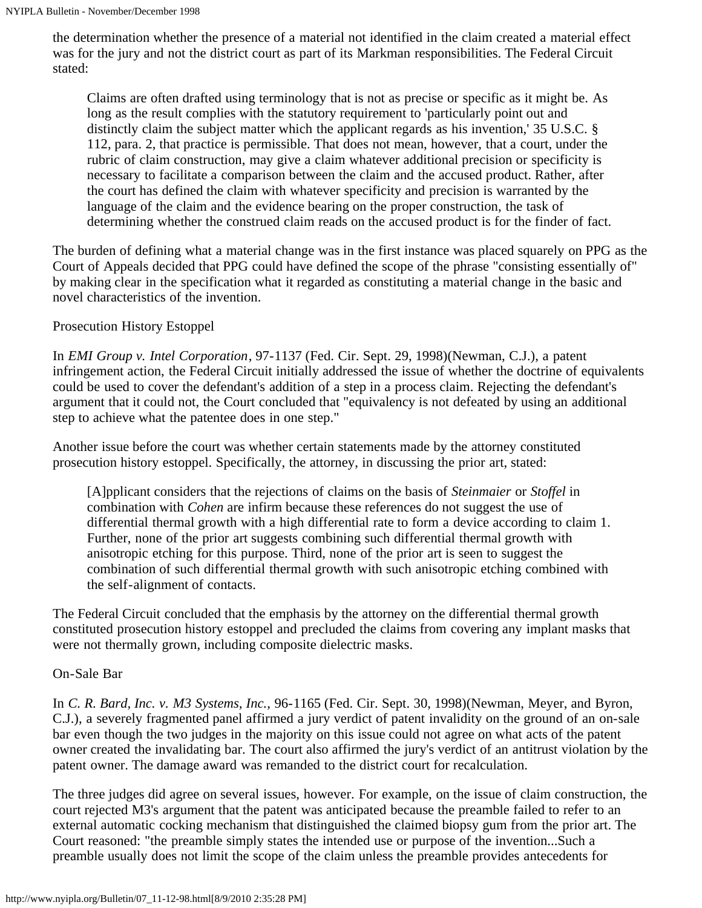the determination whether the presence of a material not identified in the claim created a material effect was for the jury and not the district court as part of its Markman responsibilities. The Federal Circuit stated:

> Claims are often drafted using terminology that is not as precise or specific as it might be. As long as the result complies with the statutory requirement to 'particularly point out and distinctly claim the subject matter which the applicant regards as his invention,' 35 U.S.C. § 112, para. 2, that practice is permissible. That does not mean, however, that a court, under the rubric of claim construction, may give a claim whatever additional precision or specificity is necessary to facilitate a comparison between the claim and the accused product. Rather, after the court has defined the claim with whatever specificity and precision is warranted by the language of the claim and the evidence bearing on the proper construction, the task of determining whether the construed claim reads on the accused product is for the finder of fact.

The burden of defining what a material change was in the first instance was placed squarely on PPG as the Court of Appeals decided that PPG could have defined the scope of the phrase "consisting essentially of" by making clear in the specification what it regarded as constituting a material change in the basic and novel characteristics of the invention.

Prosecution History Estoppel

In *EMI Group v. Intel Corporation*, 97-1137 (Fed. Cir. Sept. 29, 1998)(Newman, C.J.), a patent infringement action, the Federal Circuit initially addressed the issue of whether the doctrine of equivalents could be used to cover the defendant's addition of a step in a process claim. Rejecting the defendant's argument that it could not, the Court concluded that "equivalency is not defeated by using an additional step to achieve what the patentee does in one step."

Another issue before the court was whether certain statements made by the attorney constituted prosecution history estoppel. Specifically, the attorney, in discussing the prior art, stated:

> [A]pplicant considers that the rejections of claims on the basis of *Steinmaier* or *Stoffel* in combination with *Cohen* are infirm because these references do not suggest the use of differential thermal growth with a high differential rate to form a device according to claim 1. Further, none of the prior art suggests combining such differential thermal growth with anisotropic etching for this purpose. Third, none of the prior art is seen to suggest the combination of such differential thermal growth with such anisotropic etching combined with the self-alignment of contacts.

The Federal Circuit concluded that the emphasis by the attorney on the differential thermal growth constituted prosecution history estoppel and precluded the claims from covering any implant masks that were not thermally grown, including composite dielectric masks.

On-Sale Bar

In *C. R. Bard, Inc. v. M3 Systems, Inc.*, 96-1165 (Fed. Cir. Sept. 30, 1998)(Newman, Meyer, and Byron, C.J.), a severely fragmented panel affirmed a jury verdict of patent invalidity on the ground of an on-sale bar even though the two judges in the majority on this issue could not agree on what acts of the patent owner created the invalidating bar. The court also affirmed the jury's verdict of an antitrust violation by the patent owner. The damage award was remanded to the district court for recalculation.

The three judges did agree on several issues, however. For example, on the issue of claim construction, the court rejected M3's argument that the patent was anticipated because the preamble failed to refer to an external automatic cocking mechanism that distinguished the claimed biopsy gum from the prior art. The Court reasoned: "the preamble simply states the intended use or purpose of the invention...Such a preamble usually does not limit the scope of the claim unless the preamble provides antecedents for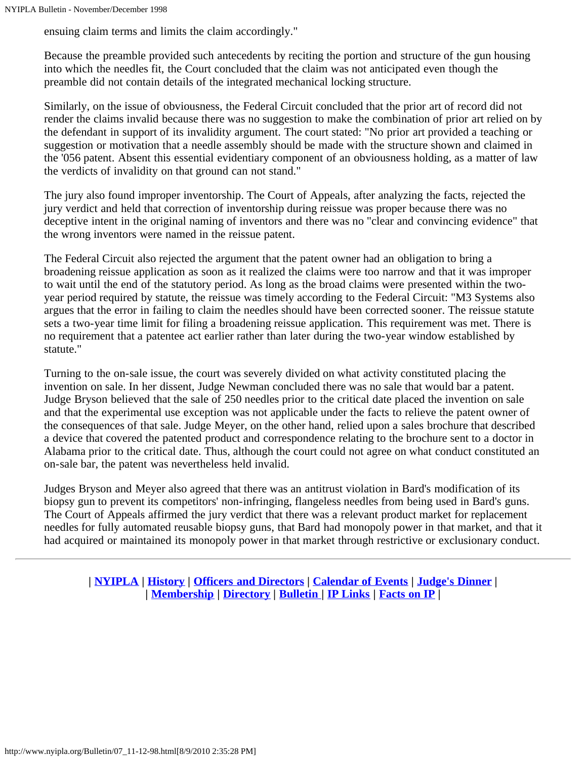ensuing claim terms and limits the claim accordingly."

Because the preamble provided such antecedents by reciting the portion and structure of the gun housing into which the needles fit, the Court concluded that the claim was not anticipated even though the preamble did not contain details of the integrated mechanical locking structure.

Similarly, on the issue of obviousness, the Federal Circuit concluded that the prior art of record did not render the claims invalid because there was no suggestion to make the combination of prior art relied on by the defendant in support of its invalidity argument. The court stated: "No prior art provided a teaching or suggestion or motivation that a needle assembly should be made with the structure shown and claimed in the '056 patent. Absent this essential evidentiary component of an obviousness holding, as a matter of law the verdicts of invalidity on that ground can not stand."

The jury also found improper inventorship. The Court of Appeals, after analyzing the facts, rejected the jury verdict and held that correction of inventorship during reissue was proper because there was no deceptive intent in the original naming of inventors and there was no "clear and convincing evidence" that the wrong inventors were named in the reissue patent.

The Federal Circuit also rejected the argument that the patent owner had an obligation to bring a broadening reissue application as soon as it realized the claims were too narrow and that it was improper to wait until the end of the statutory period. As long as the broad claims were presented within the two-year period required by statute, the reissue was timely according to the Federal Circuit: "M3 Systems also argues that the error in failing to claim the needles should have been corrected sooner. The reissue statute sets a two-year time limit for filing a broadening reissue application. This requirement was met. There is no requirement that a patentee act earlier rather than later during the two-year window established by statute."

Turning to the on-sale issue, the court was severely divided on what activity constituted placing the invention on sale. In her dissent, Judge Newman concluded there was no sale that would bar a patent. Judge Bryson believed that the sale of 250 needles prior to the critical date placed the invention on sale and that the experimental use exception was not applicable under the facts to relieve the patent owner of the consequences of that sale. Judge Meyer, on the other hand, relied upon a sales brochure that described a device that covered the patented product and correspondence relating to the brochure sent to a doctor in Alabama prior to the critical date. Thus, although the court could not agree on what conduct constituted an on-sale bar, the patent was nevertheless held invalid.

Judges Bryson and Meyer also agreed that there was an antitrust violation in Bard's modification of its biopsy gun to prevent its competitors' non-infringing, flangeless needles from being used in Bard's guns. The Court of Appeals affirmed the jury verdict that there was a relevant product market for replacement needles for fully automated reusable biopsy guns, that Bard had monopoly power in that market, and that it had acquired or maintained its monopoly power in that market through restrictive or exclusionary conduct.

---

| **NYIPLA** | **History** | **Officers and Directors** | **Calendar of Events** | **Judge's Dinner** |
| **Membership** | **Directory** | **Bulletin** | **IP Links** | **Facts on IP** |